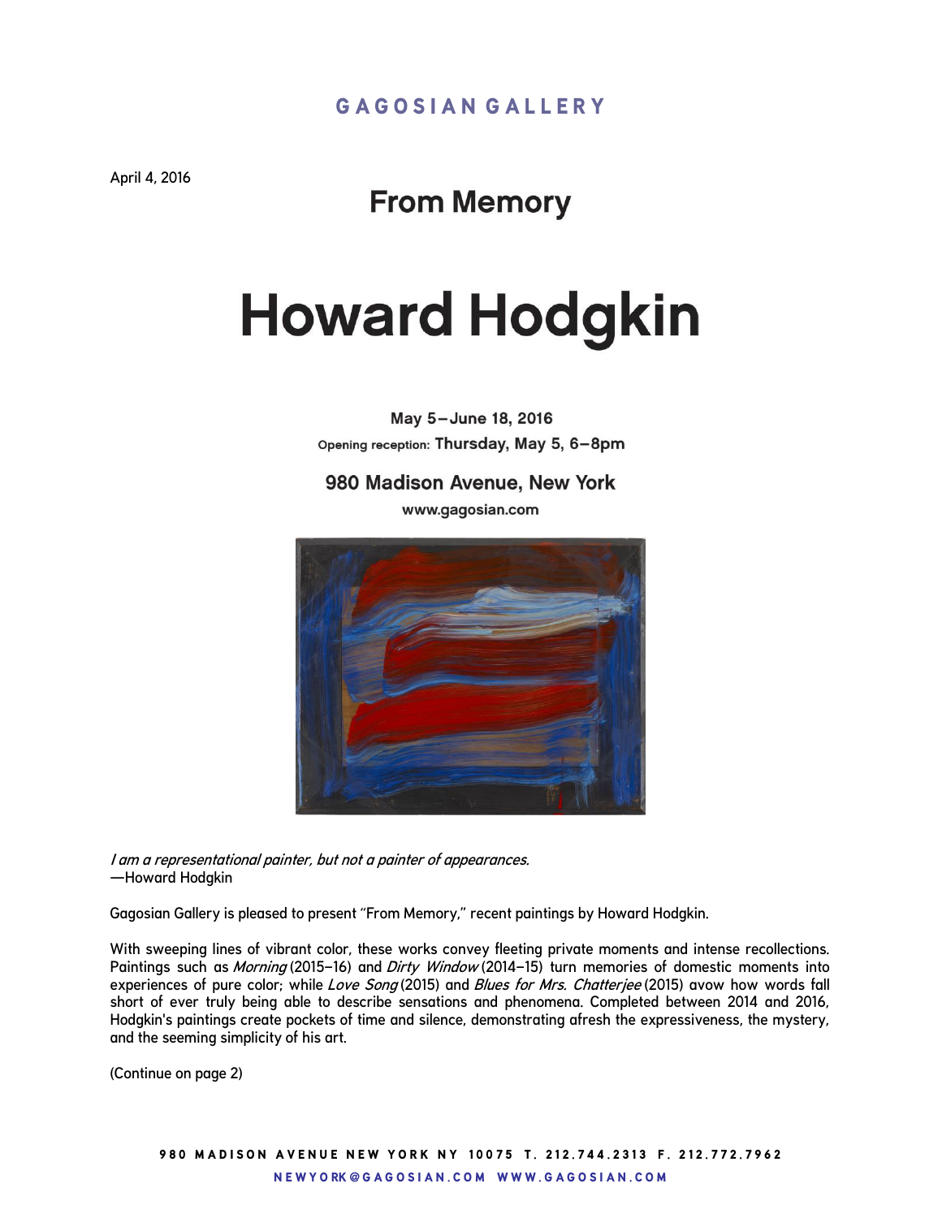GAGOSIAN GALLERY

April 4, 2016

## From Memory

# Howard Hodgkin

**May 5–June 18, 2016**
Opening reception: **Thursday, May 5, 6–8pm**

**980 Madison Avenue, New York**
**www.gagosian.com**

*I am a representational painter, but not a painter of appearances.*
—Howard Hodgkin

Gagosian Gallery is pleased to present "From Memory," recent paintings by Howard Hodgkin.

With sweeping lines of vibrant color, these works convey fleeting private moments and intense recollections. Paintings such as *Morning* (2015–16) and *Dirty Window* (2014–15) turn memories of domestic moments into experiences of pure color; while *Love Song* (2015) and *Blues for Mrs. Chatterjee* (2015) avow how words fall short of ever truly being able to describe sensations and phenomena. Completed between 2014 and 2016, Hodgkin's paintings create pockets of time and silence, demonstrating afresh the expressiveness, the mystery, and the seeming simplicity of his art.

(Continue on page 2)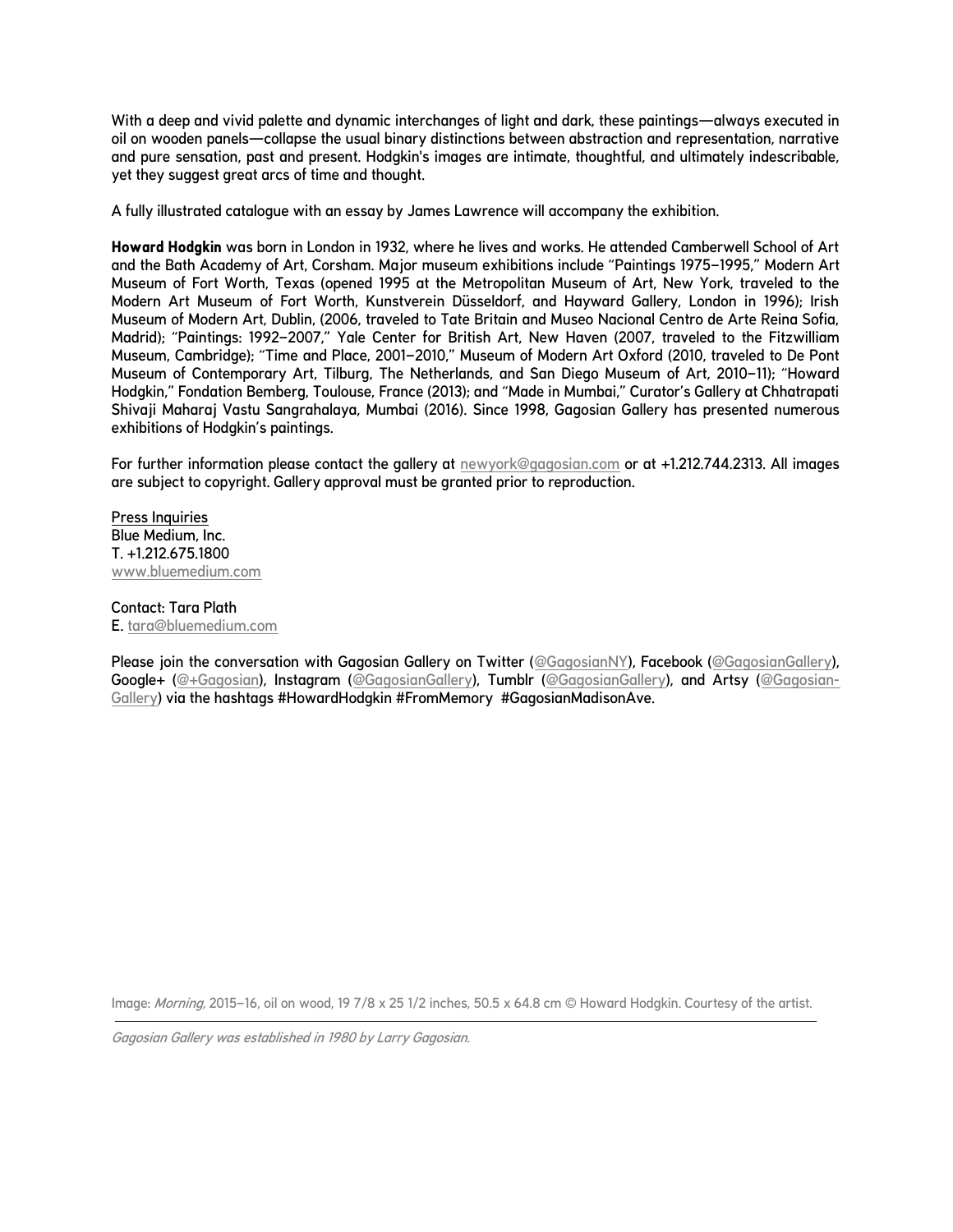With a deep and vivid palette and dynamic interchanges of light and dark, these paintings—always executed in oil on wooden panels—collapse the usual binary distinctions between abstraction and representation, narrative and pure sensation, past and present. Hodgkin's images are intimate, thoughtful, and ultimately indescribable, yet they suggest great arcs of time and thought.

A fully illustrated catalogue with an essay by James Lawrence will accompany the exhibition.

**Howard Hodgkin** was born in London in 1932, where he lives and works. He attended Camberwell School of Art and the Bath Academy of Art, Corsham. Major museum exhibitions include "Paintings 1975–1995," Modern Art Museum of Fort Worth, Texas (opened 1995 at the Metropolitan Museum of Art, New York, traveled to the Modern Art Museum of Fort Worth, Kunstverein Düsseldorf, and Hayward Gallery, London in 1996); Irish Museum of Modern Art, Dublin, (2006, traveled to Tate Britain and Museo Nacional Centro de Arte Reina Sofia, Madrid); "Paintings: 1992–2007," Yale Center for British Art, New Haven (2007, traveled to the Fitzwilliam Museum, Cambridge); "Time and Place, 2001–2010," Museum of Modern Art Oxford (2010, traveled to De Pont Museum of Contemporary Art, Tilburg, The Netherlands, and San Diego Museum of Art, 2010–11); "Howard Hodgkin," Fondation Bemberg, Toulouse, France (2013); and "Made in Mumbai," Curator's Gallery at Chhatrapati Shivaji Maharaj Vastu Sangrahalaya, Mumbai (2016). Since 1998, Gagosian Gallery has presented numerous exhibitions of Hodgkin's paintings.

For further information please contact the gallery at newyork@gagosian.com or at +1.212.744.2313. All images are subject to copyright. Gallery approval must be granted prior to reproduction.

Press Inquiries
Blue Medium, Inc.
T. +1.212.675.1800
www.bluemedium.com

Contact: Tara Plath
E. tara@bluemedium.com

Please join the conversation with Gagosian Gallery on Twitter (@GagosianNY), Facebook (@GagosianGallery), Google+ (@+Gagosian), Instagram (@GagosianGallery), Tumblr (@GagosianGallery), and Artsy (@Gagosian-Gallery) via the hashtags #HowardHodgkin #FromMemory #GagosianMadisonAve.

Image: *Morning,* 2015–16, oil on wood, 19 7/8 x 25 1/2 inches, 50.5 x 64.8 cm © Howard Hodgkin. Courtesy of the artist.

*Gagosian Gallery was established in 1980 by Larry Gagosian.*